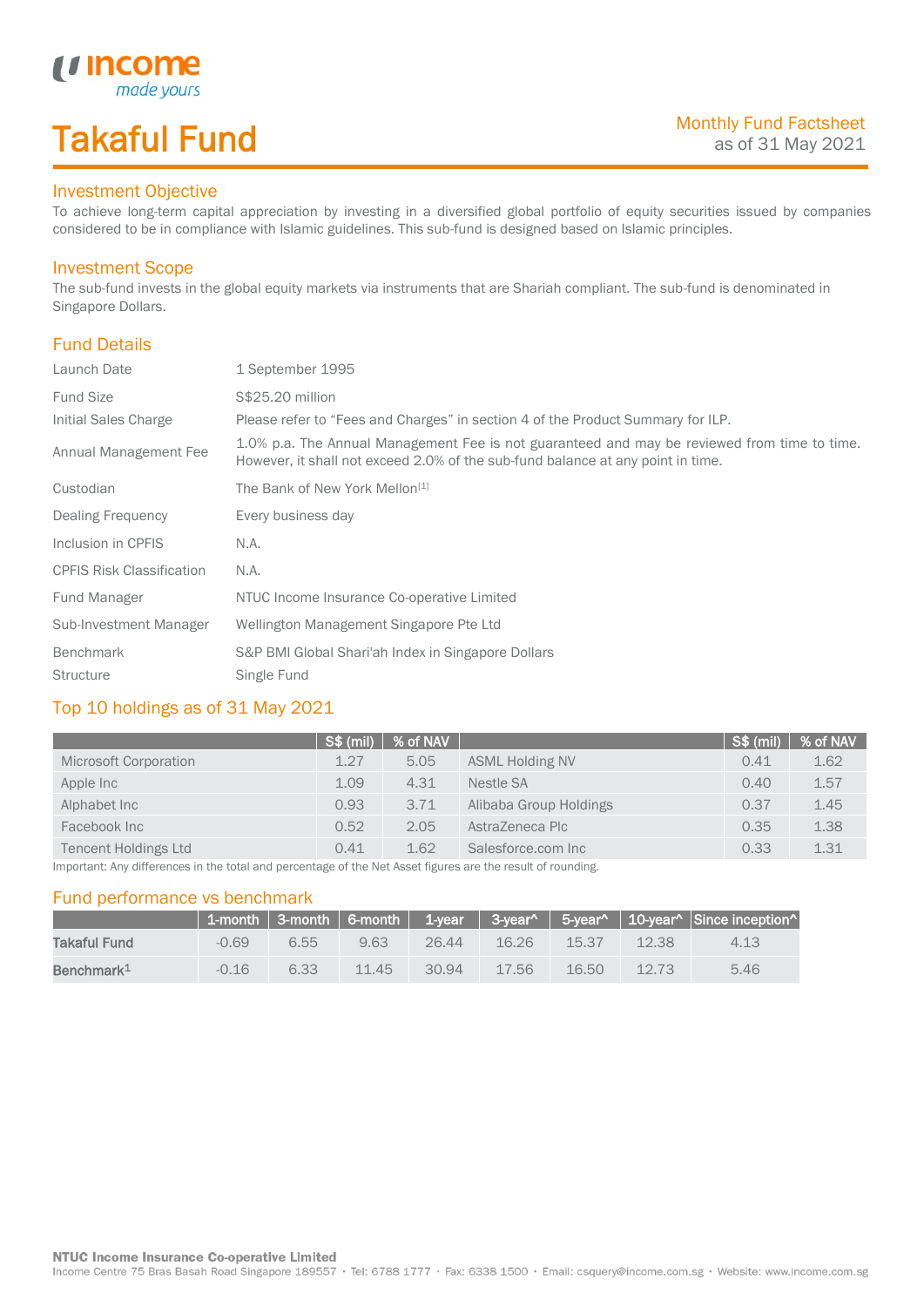# Takaful Fund

Monthly Fund Factsheet
as of 31 May 2021

## Investment Objective

To achieve long-term capital appreciation by investing in a diversified global portfolio of equity securities issued by companies considered to be in compliance with Islamic guidelines. This sub-fund is designed based on Islamic principles.

## Investment Scope

The sub-fund invests in the global equity markets via instruments that are Shariah compliant. The sub-fund is denominated in Singapore Dollars.

## Fund Details

| | |
|---|---|
| Launch Date | 1 September 1995 |
| Fund Size | S$25.20 million |
| Initial Sales Charge | Please refer to "Fees and Charges" in section 4 of the Product Summary for ILP. |
| Annual Management Fee | 1.0% p.a. The Annual Management Fee is not guaranteed and may be reviewed from time to time. However, it shall not exceed 2.0% of the sub-fund balance at any point in time. |
| Custodian | The Bank of New York Mellon[1] |
| Dealing Frequency | Every business day |
| Inclusion in CPFIS | N.A. |
| CPFIS Risk Classification | N.A. |
| Fund Manager | NTUC Income Insurance Co-operative Limited |
| Sub-Investment Manager | Wellington Management Singapore Pte Ltd |
| Benchmark | S&P BMI Global Shari'ah Index in Singapore Dollars |
| Structure | Single Fund |

## Top 10 holdings as of 31 May 2021

| | S$ (mil) | % of NAV | | S$ (mil) | % of NAV |
|---|---|---|---|---|---|
| Microsoft Corporation | 1.27 | 5.05 | ASML Holding NV | 0.41 | 1.62 |
| Apple Inc | 1.09 | 4.31 | Nestle SA | 0.40 | 1.57 |
| Alphabet Inc | 0.93 | 3.71 | Alibaba Group Holdings | 0.37 | 1.45 |
| Facebook Inc | 0.52 | 2.05 | AstraZeneca Plc | 0.35 | 1.38 |
| Tencent Holdings Ltd | 0.41 | 1.62 | Salesforce.com Inc | 0.33 | 1.31 |

Important: Any differences in the total and percentage of the Net Asset figures are the result of rounding.

## Fund performance vs benchmark

| | 1-month | 3-month | 6-month | 1-year | 3-year^ | 5-year^ | 10-year^ | Since inception^ |
|---|---|---|---|---|---|---|---|---|
| **Takaful Fund** | -0.69 | 6.55 | 9.63 | 26.44 | 16.26 | 15.37 | 12.38 | 4.13 |
| **Benchmark[1]** | -0.16 | 6.33 | 11.45 | 30.94 | 17.56 | 16.50 | 12.73 | 5.46 |

**NTUC Income Insurance Co-operative Limited**
Income Centre 75 Bras Basah Road Singapore 189557 · Tel: 6788 1777 · Fax: 6338 1500 · Email: csquery@income.com.sg · Website: www.income.com.sg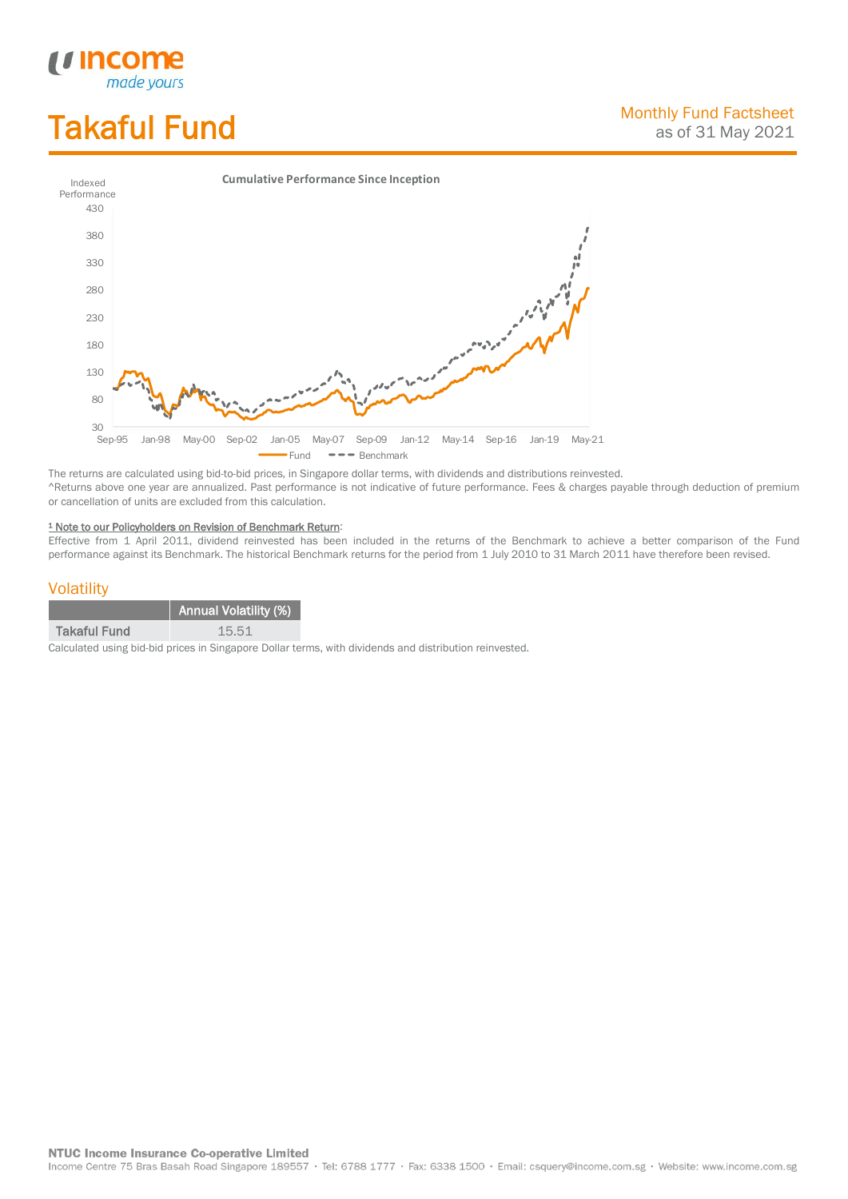# Takaful Fund

Monthly Fund Factsheet
as of 31 May 2021

**Cumulative Performance Since Inception**

The returns are calculated using bid-to-bid prices, in Singapore dollar terms, with dividends and distributions reinvested.
^Returns above one year are annualized. Past performance is not indicative of future performance. Fees & charges payable through deduction of premium or cancellation of units are excluded from this calculation.

[1] Note to our Policyholders on Revision of Benchmark Return:
Effective from 1 April 2011, dividend reinvested has been included in the returns of the Benchmark to achieve a better comparison of the Fund performance against its Benchmark. The historical Benchmark returns for the period from 1 July 2010 to 31 March 2011 have therefore been revised.

## Volatility

| | Annual Volatility (%) |
|---|---|
| Takaful Fund | 15.51 |

Calculated using bid-bid prices in Singapore Dollar terms, with dividends and distribution reinvested.

**NTUC Income Insurance Co-operative Limited**
Income Centre 75 Bras Basah Road Singapore 189557 · Tel: 6788 1777 · Fax: 6338 1500 · Email: csquery@income.com.sg · Website: www.income.com.sg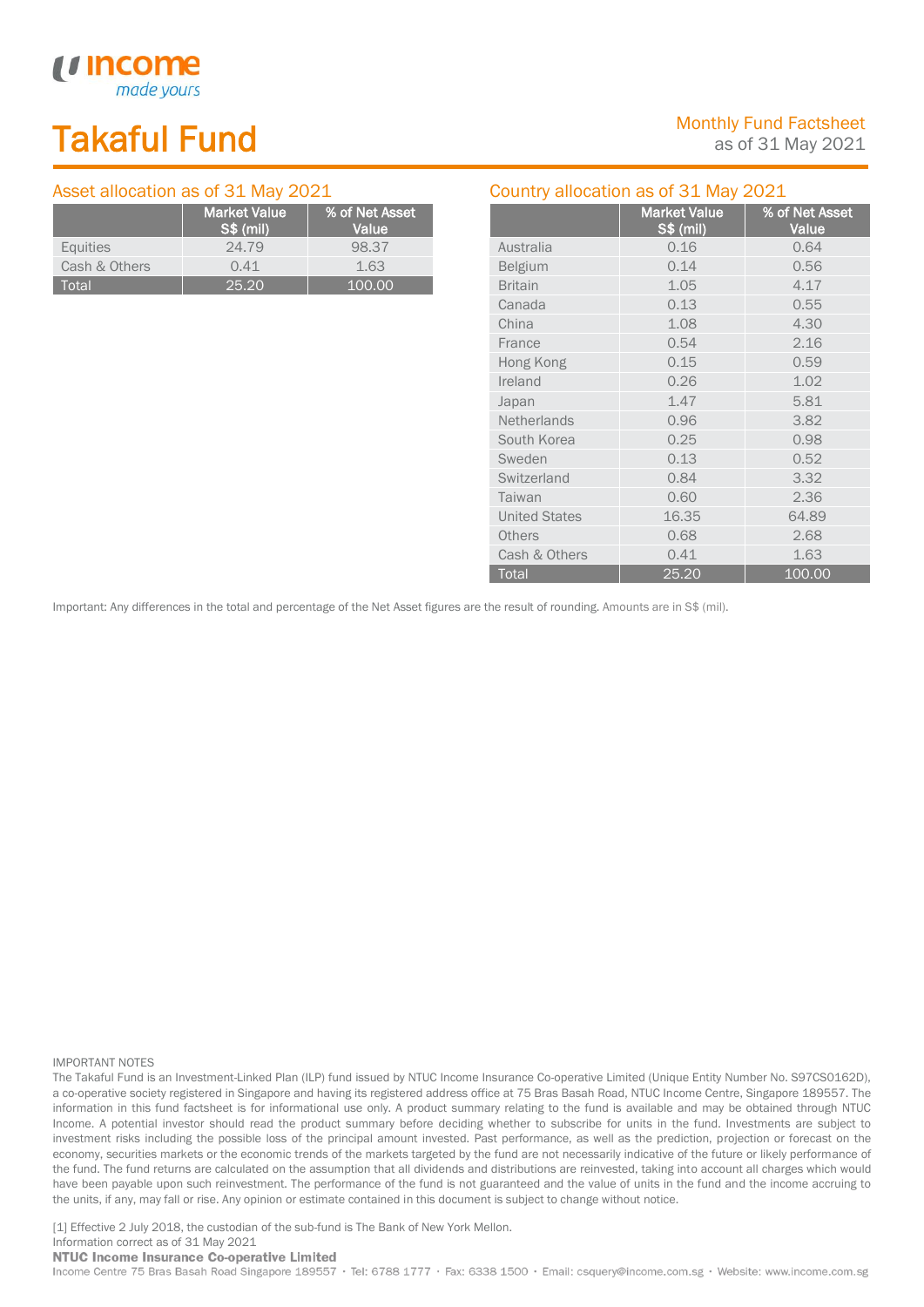# Takaful Fund

Monthly Fund Factsheet
as of 31 May 2021

## Asset allocation as of 31 May 2021

| | Market Value S$ (mil) | % of Net Asset Value |
|---|---|---|
| Equities | 24.79 | 98.37 |
| Cash & Others | 0.41 | 1.63 |
| Total | 25.20 | 100.00 |

## Country allocation as of 31 May 2021

| | Market Value S$ (mil) | % of Net Asset Value |
|---|---|---|
| Australia | 0.16 | 0.64 |
| Belgium | 0.14 | 0.56 |
| Britain | 1.05 | 4.17 |
| Canada | 0.13 | 0.55 |
| China | 1.08 | 4.30 |
| France | 0.54 | 2.16 |
| Hong Kong | 0.15 | 0.59 |
| Ireland | 0.26 | 1.02 |
| Japan | 1.47 | 5.81 |
| Netherlands | 0.96 | 3.82 |
| South Korea | 0.25 | 0.98 |
| Sweden | 0.13 | 0.52 |
| Switzerland | 0.84 | 3.32 |
| Taiwan | 0.60 | 2.36 |
| United States | 16.35 | 64.89 |
| Others | 0.68 | 2.68 |
| Cash & Others | 0.41 | 1.63 |
| Total | 25.20 | 100.00 |

Important: Any differences in the total and percentage of the Net Asset figures are the result of rounding. Amounts are in S$ (mil).

IMPORTANT NOTES

The Takaful Fund is an Investment-Linked Plan (ILP) fund issued by NTUC Income Insurance Co-operative Limited (Unique Entity Number No. S97CS0162D), a co-operative society registered in Singapore and having its registered address office at 75 Bras Basah Road, NTUC Income Centre, Singapore 189557. The information in this fund factsheet is for informational use only. A product summary relating to the fund is available and may be obtained through NTUC Income. A potential investor should read the product summary before deciding whether to subscribe for units in the fund. Investments are subject to investment risks including the possible loss of the principal amount invested. Past performance, as well as the prediction, projection or forecast on the economy, securities markets or the economic trends of the markets targeted by the fund are not necessarily indicative of the future or likely performance of the fund. The fund returns are calculated on the assumption that all dividends and distributions are reinvested, taking into account all charges which would have been payable upon such reinvestment. The performance of the fund is not guaranteed and the value of units in the fund and the income accruing to the units, if any, may fall or rise. Any opinion or estimate contained in this document is subject to change without notice.

[1] Effective 2 July 2018, the custodian of the sub-fund is The Bank of New York Mellon.
Information correct as of 31 May 2021

**NTUC Income Insurance Co-operative Limited**
Income Centre 75 Bras Basah Road Singapore 189557 · Tel: 6788 1777 · Fax: 6338 1500 · Email: csquery@income.com.sg · Website: www.income.com.sg